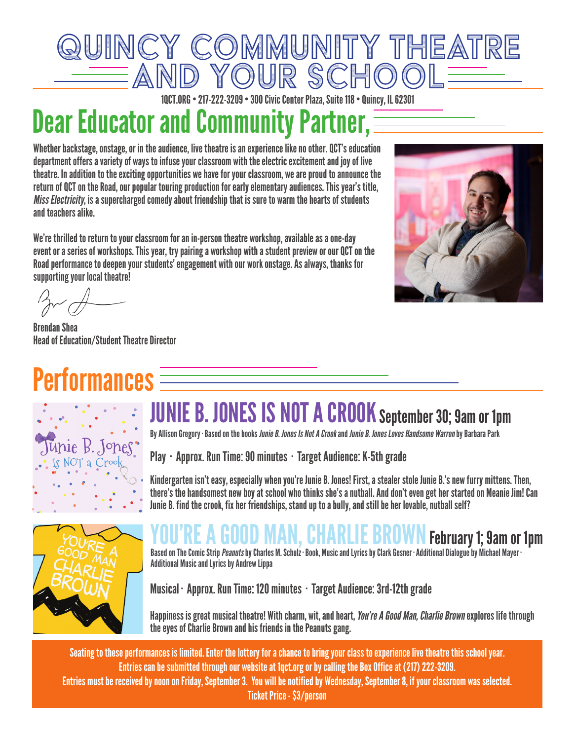# QUINCY COMMUNITY THEATRE AND YOUR SCHOOL

1QCT.ORG • 217-222-3209 • 300 Civic Center Plaza, Suite 118 • Quincy, IL 62301

## Dear Educator and Community Partner,

Whether backstage, onstage, or in the audience, live theatre is an experience like no other. QCT's education department offers a variety of ways to infuse your classroom with the electric excitement and joy of live theatre. In addition to the exciting opportunities we have for your classroom, we are proud to announce the return of QCT on the Road, our popular touring production for early elementary audiences. This year's title, *Miss Electricity*, is a supercharged comedy about friendship that is sure to warm the hearts of students and teachers alike.

We're thrilled to return to your classroom for an in-person theatre workshop, available as a one-day event or a series of workshops. This year, try pairing a workshop with a student preview or our QCT on the Road performance to deepen your students' engagement with our work onstage. As always, thanks for supporting your local theatre!

Brendan Shea
Head of Education/Student Theatre Director

## Performances

### JUNIE B. JONES IS NOT A CROOK September 30; 9am or 1pm

By Allison Gregory · Based on the books *Junie B. Jones Is Not A Crook* and *Junie B. Jones Loves Handsome Warren* by Barbara Park

Play · Approx. Run Time: 90 minutes · Target Audience: K-5th grade

Kindergarten isn't easy, especially when you're Junie B. Jones! First, a stealer stole Junie B.'s new furry mittens. Then, there's the handsomest new boy at school who thinks she's a nutball. And don't even get her started on Meanie Jim! Can Junie B. find the crook, fix her friendships, stand up to a bully, and still be her lovable, nutball self?

### YOU'RE A GOOD MAN, CHARLIE BROWN February 1; 9am or 1pm

Based on The Comic Strip *Peanuts* by Charles M. Schulz · Book, Music and Lyrics by Clark Gesner · Additional Dialogue by Michael Mayer · Additional Music and Lyrics by Andrew Lippa

Musical · Approx. Run Time: 120 minutes · Target Audience: 3rd-12th grade

Happiness is great musical theatre! With charm, wit, and heart, *You're A Good Man, Charlie Brown* explores life through the eyes of Charlie Brown and his friends in the Peanuts gang.

**Seating to these performances is limited. Enter the lottery for a chance to bring your class to experience live theatre this school year. Entries can be submitted through our website at 1qct.org or by calling the Box Office at (217) 222-3209. Entries must be received by noon on Friday, September 3. You will be notified by Wednesday, September 8, if your classroom was selected. Ticket Price - $3/person**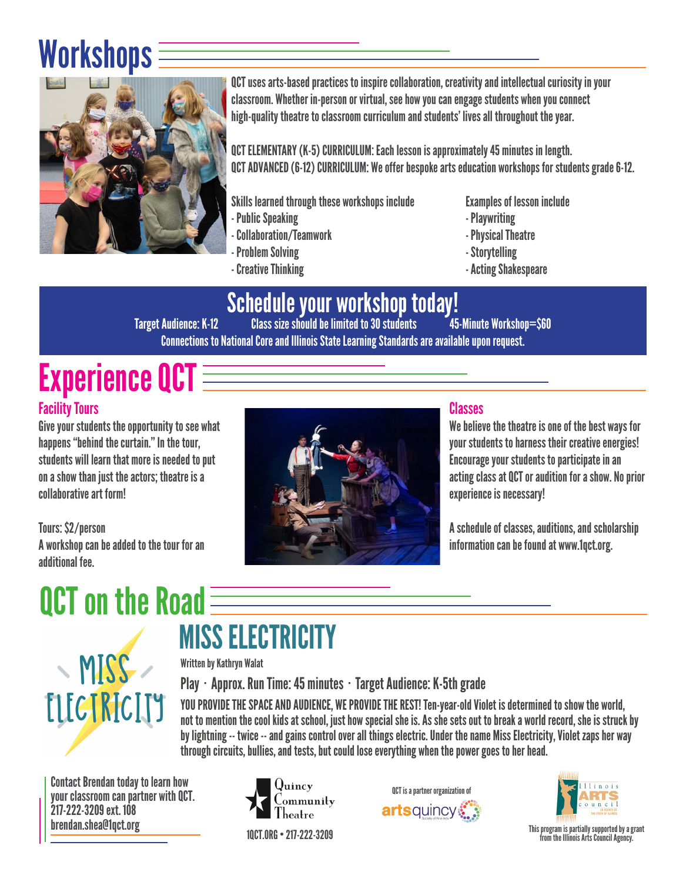# Workshops

QCT uses arts-based practices to inspire collaboration, creativity and intellectual curiosity in your classroom. Whether in-person or virtual, see how you can engage students when you connect high-quality theatre to classroom curriculum and students' lives all throughout the year.

QCT ELEMENTARY (K-5) CURRICULUM: Each lesson is approximately 45 minutes in length.
QCT ADVANCED (6-12) CURRICULUM: We offer bespoke arts education workshops for students grade 6-12.

Skills learned through these workshops include
- Public Speaking
- Collaboration/Teamwork
- Problem Solving
- Creative Thinking

Examples of lesson include
- Playwriting
- Physical Theatre
- Storytelling
- Acting Shakespeare

## Schedule your workshop today!

Target Audience: K-12 Class size should be limited to 30 students 45-Minute Workshop=$60

Connections to National Core and Illinois State Learning Standards are available upon request.

# Experience QCT

### Facility Tours

Give your students the opportunity to see what happens "behind the curtain." In the tour, students will learn that more is needed to put on a show than just the actors; theatre is a collaborative art form!

Tours: $2/person
A workshop can be added to the tour for an additional fee.

### Classes

We believe the theatre is one of the best ways for your students to harness their creative energies! Encourage your students to participate in an acting class at QCT or audition for a show. No prior experience is necessary!

A schedule of classes, auditions, and scholarship information can be found at www.1qct.org.

# QCT on the Road

## MISS ELECTRICITY

Written by Kathryn Walat

Play · Approx. Run Time: 45 minutes · Target Audience: K-5th grade

YOU PROVIDE THE SPACE AND AUDIENCE, WE PROVIDE THE REST! Ten-year-old Violet is determined to show the world, not to mention the cool kids at school, just how special she is. As she sets out to break a world record, she is struck by by lightning -- twice -- and gains control over all things electric. Under the name Miss Electricity, Violet zaps her way through circuits, bullies, and tests, but could lose everything when the power goes to her head.

Contact Brendan today to learn how your classroom can partner with QCT.
217-222-3209 ext. 108
brendan.shea@1qct.org

Quincy Community Theatre
1QCT.ORG • 217-222-3209

QCT is a partner organization of artsquincy

This program is partially supported by a grant from the Illinois Arts Council Agency.